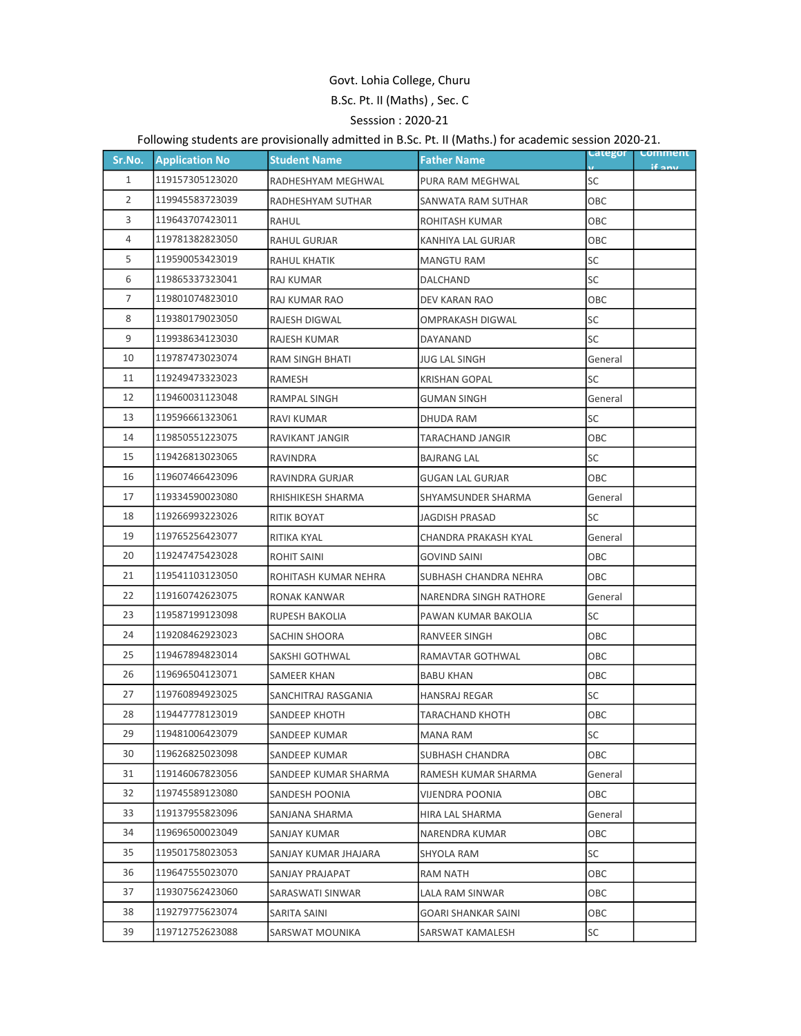Govt. Lohia College, Churu

B.Sc. Pt. II (Maths) , Sec. C

Sesssion : 2020-21

Following students are provisionally admitted in B.Sc. Pt. II (Maths.) for academic session 2020-21.

| Sr.No. | Application No | Student Name | Father Name | Category | Comment if any |
|---|---|---|---|---|---|
| 1 | 119157305123020 | RADHESHYAM MEGHWAL | PURA RAM MEGHWAL | SC | |
| 2 | 119945583723039 | RADHESHYAM SUTHAR | SANWATA RAM SUTHAR | OBC | |
| 3 | 119643707423011 | RAHUL | ROHITASH KUMAR | OBC | |
| 4 | 119781382823050 | RAHUL GURJAR | KANHIYA LAL GURJAR | OBC | |
| 5 | 119590053423019 | RAHUL KHATIK | MANGTU RAM | SC | |
| 6 | 119865337323041 | RAJ KUMAR | DALCHAND | SC | |
| 7 | 119801074823010 | RAJ KUMAR RAO | DEV KARAN RAO | OBC | |
| 8 | 119380179023050 | RAJESH DIGWAL | OMPRAKASH DIGWAL | SC | |
| 9 | 119938634123030 | RAJESH KUMAR | DAYANAND | SC | |
| 10 | 119787473023074 | RAM SINGH BHATI | JUG LAL SINGH | General | |
| 11 | 119249473323023 | RAMESH | KRISHAN GOPAL | SC | |
| 12 | 119460031123048 | RAMPAL SINGH | GUMAN SINGH | General | |
| 13 | 119596661323061 | RAVI KUMAR | DHUDA RAM | SC | |
| 14 | 119850551223075 | RAVIKANT JANGIR | TARACHAND JANGIR | OBC | |
| 15 | 119426813023065 | RAVINDRA | BAJRANG LAL | SC | |
| 16 | 119607466423096 | RAVINDRA GURJAR | GUGAN LAL GURJAR | OBC | |
| 17 | 119334590023080 | RHISHIKESH SHARMA | SHYAMSUNDER SHARMA | General | |
| 18 | 119266993223026 | RITIK BOYAT | JAGDISH PRASAD | SC | |
| 19 | 119765256423077 | RITIKA KYAL | CHANDRA PRAKASH KYAL | General | |
| 20 | 119247475423028 | ROHIT SAINI | GOVIND SAINI | OBC | |
| 21 | 119541103123050 | ROHITASH KUMAR NEHRA | SUBHASH CHANDRA NEHRA | OBC | |
| 22 | 119160742623075 | RONAK KANWAR | NARENDRA SINGH RATHORE | General | |
| 23 | 119587199123098 | RUPESH BAKOLIA | PAWAN KUMAR BAKOLIA | SC | |
| 24 | 119208462923023 | SACHIN SHOORA | RANVEER SINGH | OBC | |
| 25 | 119467894823014 | SAKSHI GOTHWAL | RAMAVTAR GOTHWAL | OBC | |
| 26 | 119696504123071 | SAMEER KHAN | BABU KHAN | OBC | |
| 27 | 119760894923025 | SANCHITRAJ RASGANIA | HANSRAJ REGAR | SC | |
| 28 | 119447778123019 | SANDEEP KHOTH | TARACHAND KHOTH | OBC | |
| 29 | 119481006423079 | SANDEEP KUMAR | MANA RAM | SC | |
| 30 | 119626825023098 | SANDEEP KUMAR | SUBHASH CHANDRA | OBC | |
| 31 | 119146067823056 | SANDEEP KUMAR SHARMA | RAMESH KUMAR SHARMA | General | |
| 32 | 119745589123080 | SANDESH POONIA | VIJENDRA POONIA | OBC | |
| 33 | 119137955823096 | SANJANA SHARMA | HIRA LAL SHARMA | General | |
| 34 | 119696500023049 | SANJAY KUMAR | NARENDRA KUMAR | OBC | |
| 35 | 119501758023053 | SANJAY KUMAR JHAJARA | SHYOLA RAM | SC | |
| 36 | 119647555023070 | SANJAY PRAJAPAT | RAM NATH | OBC | |
| 37 | 119307562423060 | SARASWATI SINWAR | LALA RAM SINWAR | OBC | |
| 38 | 119279775623074 | SARITA SAINI | GOARI SHANKAR SAINI | OBC | |
| 39 | 119712752623088 | SARSWAT MOUNIKA | SARSWAT KAMALESH | SC | |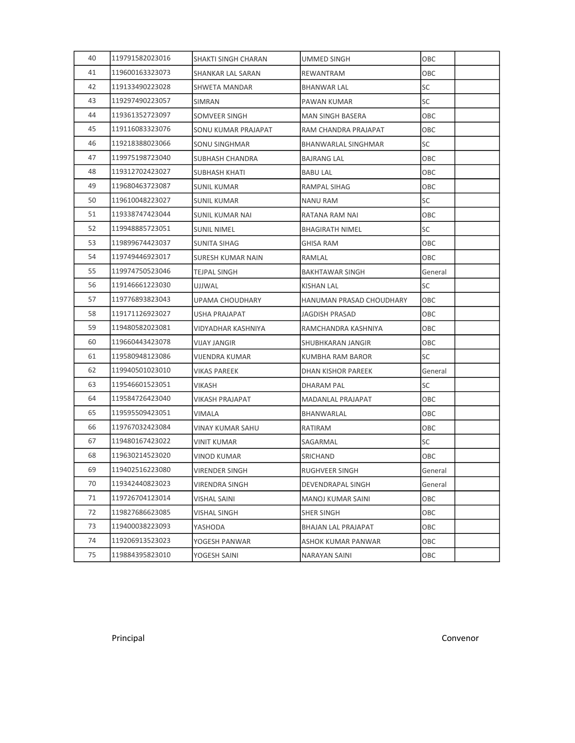| | | | | | |
|---|---|---|---|---|---|
| 40 | 119791582023016 | SHAKTI SINGH CHARAN | UMMED SINGH | OBC | |
| 41 | 119600163323073 | SHANKAR LAL SARAN | REWANTRAM | OBC | |
| 42 | 119133490223028 | SHWETA MANDAR | BHANWAR LAL | SC | |
| 43 | 119297490223057 | SIMRAN | PAWAN KUMAR | SC | |
| 44 | 119361352723097 | SOMVEER SINGH | MAN SINGH BASERA | OBC | |
| 45 | 119116083323076 | SONU KUMAR PRAJAPAT | RAM CHANDRA PRAJAPAT | OBC | |
| 46 | 119218388023066 | SONU SINGHMAR | BHANWARLAL SINGHMAR | SC | |
| 47 | 119975198723040 | SUBHASH CHANDRA | BAJRANG LAL | OBC | |
| 48 | 119312702423027 | SUBHASH KHATI | BABU LAL | OBC | |
| 49 | 119680463723087 | SUNIL KUMAR | RAMPAL SIHAG | OBC | |
| 50 | 119610048223027 | SUNIL KUMAR | NANU RAM | SC | |
| 51 | 119338747423044 | SUNIL KUMAR NAI | RATANA RAM NAI | OBC | |
| 52 | 119948885723051 | SUNIL NIMEL | BHAGIRATH NIMEL | SC | |
| 53 | 119899674423037 | SUNITA SIHAG | GHISA RAM | OBC | |
| 54 | 119749446923017 | SURESH KUMAR NAIN | RAMLAL | OBC | |
| 55 | 119974750523046 | TEJPAL SINGH | BAKHTAWAR SINGH | General | |
| 56 | 119146661223030 | UJJWAL | KISHAN LAL | SC | |
| 57 | 119776893823043 | UPAMA CHOUDHARY | HANUMAN PRASAD CHOUDHARY | OBC | |
| 58 | 119171126923027 | USHA PRAJAPAT | JAGDISH PRASAD | OBC | |
| 59 | 119480582023081 | VIDYADHAR KASHNIYA | RAMCHANDRA KASHNIYA | OBC | |
| 60 | 119660443423078 | VIJAY JANGIR | SHUBHKARAN JANGIR | OBC | |
| 61 | 119580948123086 | VIJENDRA KUMAR | KUMBHA RAM BAROR | SC | |
| 62 | 119940501023010 | VIKAS PAREEK | DHAN KISHOR PAREEK | General | |
| 63 | 119546601523051 | VIKASH | DHARAM PAL | SC | |
| 64 | 119584726423040 | VIKASH PRAJAPAT | MADANLAL PRAJAPAT | OBC | |
| 65 | 119595509423051 | VIMALA | BHANWARLAL | OBC | |
| 66 | 119767032423084 | VINAY KUMAR SAHU | RATIRAM | OBC | |
| 67 | 119480167423022 | VINIT KUMAR | SAGARMAL | SC | |
| 68 | 119630214523020 | VINOD KUMAR | SRICHAND | OBC | |
| 69 | 119402516223080 | VIRENDER SINGH | RUGHVEER SINGH | General | |
| 70 | 119342440823023 | VIRENDRA SINGH | DEVENDRAPAL SINGH | General | |
| 71 | 119726704123014 | VISHAL SAINI | MANOJ KUMAR SAINI | OBC | |
| 72 | 119827686623085 | VISHAL SINGH | SHER SINGH | OBC | |
| 73 | 119400038223093 | YASHODA | BHAJAN LAL PRAJAPAT | OBC | |
| 74 | 119206913523023 | YOGESH PANWAR | ASHOK KUMAR PANWAR | OBC | |
| 75 | 119884395823010 | YOGESH SAINI | NARAYAN SAINI | OBC | |

Principal

Convenor